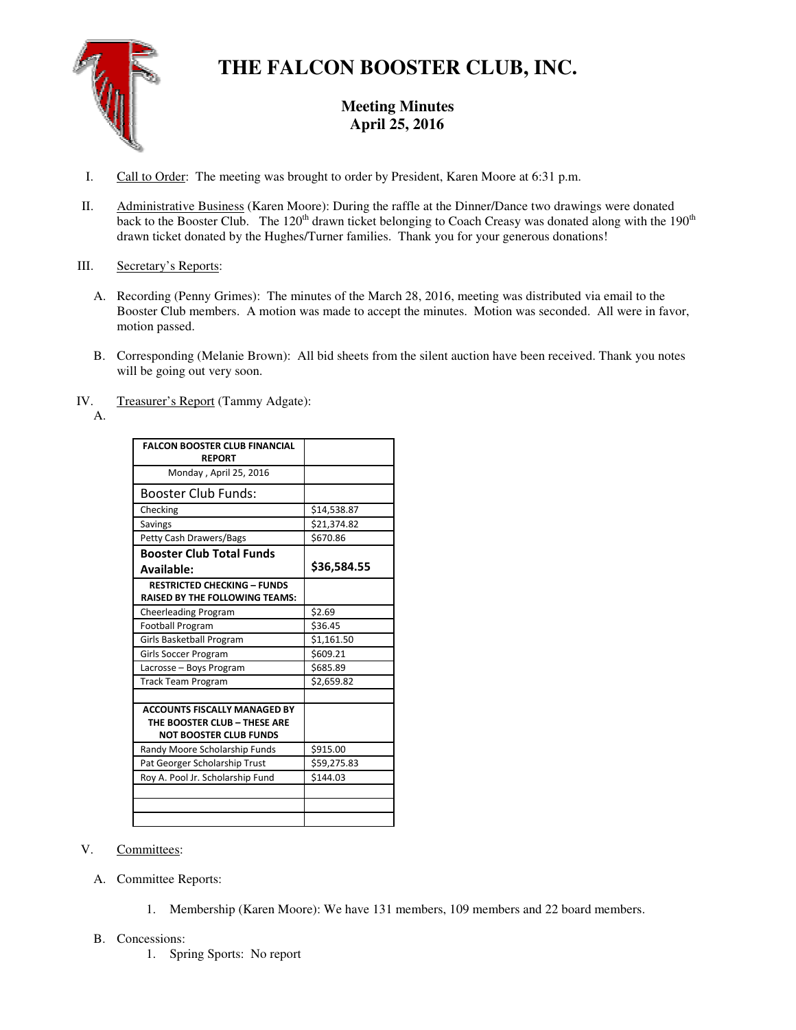# THE FALCON BOOSTER CLUB, INC.

## Meeting Minutes
## April 25, 2016

I. Call to Order: The meeting was brought to order by President, Karen Moore at 6:31 p.m.

II. Administrative Business (Karen Moore): During the raffle at the Dinner/Dance two drawings were donated back to the Booster Club. The 120th drawn ticket belonging to Coach Creasy was donated along with the 190th drawn ticket donated by the Hughes/Turner families. Thank you for your generous donations!

III. Secretary's Reports:

A. Recording (Penny Grimes): The minutes of the March 28, 2016, meeting was distributed via email to the Booster Club members. A motion was made to accept the minutes. Motion was seconded. All were in favor, motion passed.

B. Corresponding (Melanie Brown): All bid sheets from the silent auction have been received. Thank you notes will be going out very soon.

IV. Treasurer's Report (Tammy Adgate):

A.

| FALCON BOOSTER CLUB FINANCIAL REPORT | |
|---|---|
| Monday , April 25, 2016 | |
| Booster Club Funds: | |
| Checking | $14,538.87 |
| Savings | $21,374.82 |
| Petty Cash Drawers/Bags | $670.86 |
| **Booster Club Total Funds Available:** | **$36,584.55** |
| **RESTRICTED CHECKING – FUNDS RAISED BY THE FOLLOWING TEAMS:** | |
| Cheerleading Program | $2.69 |
| Football Program | $36.45 |
| Girls Basketball Program | $1,161.50 |
| Girls Soccer Program | $609.21 |
| Lacrosse – Boys Program | $685.89 |
| Track Team Program | $2,659.82 |
| | |
| **ACCOUNTS FISCALLY MANAGED BY THE BOOSTER CLUB – THESE ARE NOT BOOSTER CLUB FUNDS** | |
| Randy Moore Scholarship Funds | $915.00 |
| Pat Georger Scholarship Trust | $59,275.83 |
| Roy A. Pool Jr. Scholarship Fund | $144.03 |
| | |
| | |
| | |

V. Committees:

A. Committee Reports:

1. Membership (Karen Moore): We have 131 members, 109 members and 22 board members.

B. Concessions:

1. Spring Sports: No report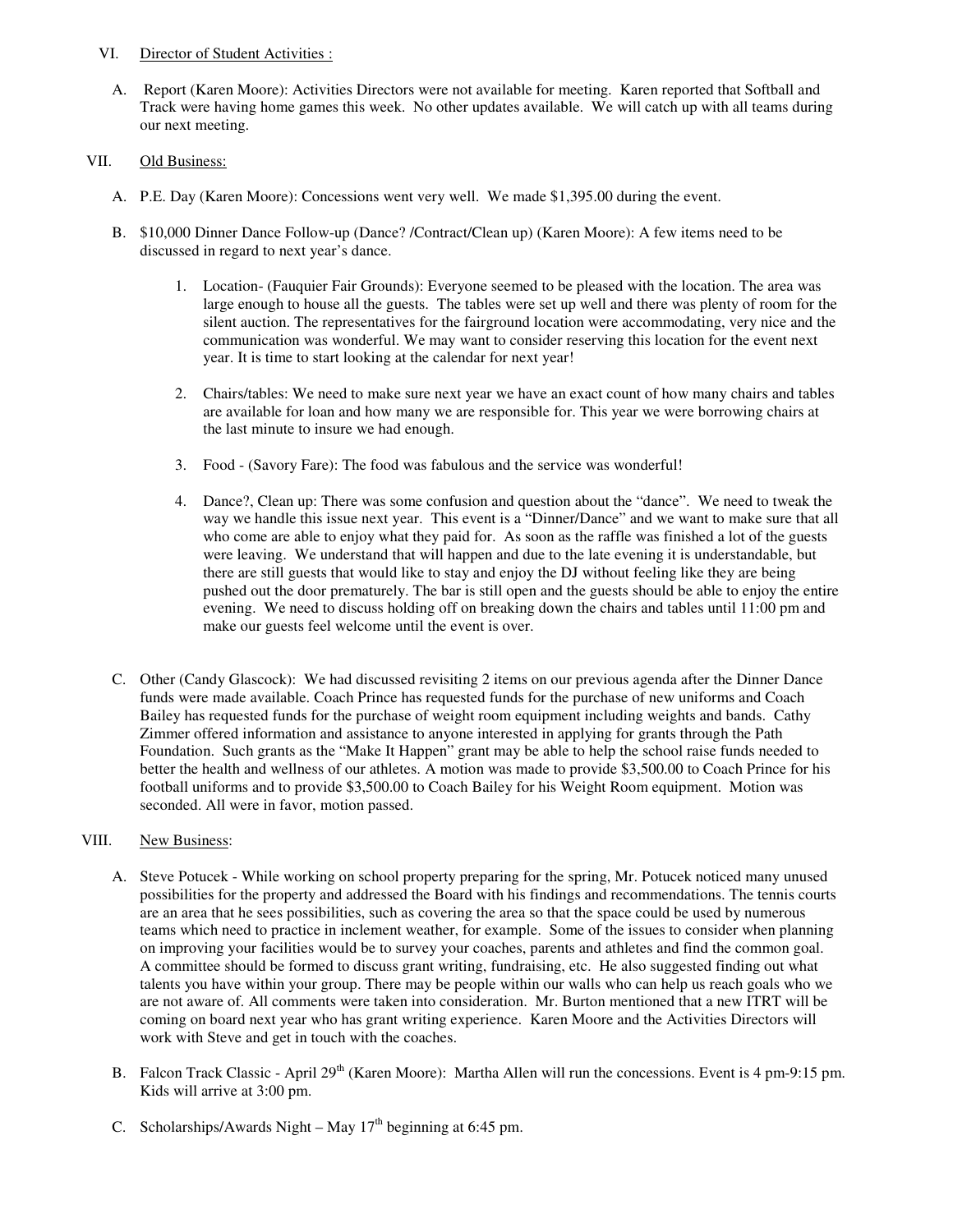VI. Director of Student Activities :

A. Report (Karen Moore): Activities Directors were not available for meeting. Karen reported that Softball and Track were having home games this week. No other updates available. We will catch up with all teams during our next meeting.

VII. Old Business:

A. P.E. Day (Karen Moore): Concessions went very well. We made $1,395.00 during the event.

B. $10,000 Dinner Dance Follow-up (Dance? /Contract/Clean up) (Karen Moore): A few items need to be discussed in regard to next year's dance.

1. Location- (Fauquier Fair Grounds): Everyone seemed to be pleased with the location. The area was large enough to house all the guests. The tables were set up well and there was plenty of room for the silent auction. The representatives for the fairground location were accommodating, very nice and the communication was wonderful. We may want to consider reserving this location for the event next year. It is time to start looking at the calendar for next year!

2. Chairs/tables: We need to make sure next year we have an exact count of how many chairs and tables are available for loan and how many we are responsible for. This year we were borrowing chairs at the last minute to insure we had enough.

3. Food - (Savory Fare): The food was fabulous and the service was wonderful!

4. Dance?, Clean up: There was some confusion and question about the "dance". We need to tweak the way we handle this issue next year. This event is a "Dinner/Dance" and we want to make sure that all who come are able to enjoy what they paid for. As soon as the raffle was finished a lot of the guests were leaving. We understand that will happen and due to the late evening it is understandable, but there are still guests that would like to stay and enjoy the DJ without feeling like they are being pushed out the door prematurely. The bar is still open and the guests should be able to enjoy the entire evening. We need to discuss holding off on breaking down the chairs and tables until 11:00 pm and make our guests feel welcome until the event is over.

C. Other (Candy Glascock): We had discussed revisiting 2 items on our previous agenda after the Dinner Dance funds were made available. Coach Prince has requested funds for the purchase of new uniforms and Coach Bailey has requested funds for the purchase of weight room equipment including weights and bands. Cathy Zimmer offered information and assistance to anyone interested in applying for grants through the Path Foundation. Such grants as the "Make It Happen" grant may be able to help the school raise funds needed to better the health and wellness of our athletes. A motion was made to provide $3,500.00 to Coach Prince for his football uniforms and to provide $3,500.00 to Coach Bailey for his Weight Room equipment. Motion was seconded. All were in favor, motion passed.

VIII. New Business:

A. Steve Potucek - While working on school property preparing for the spring, Mr. Potucek noticed many unused possibilities for the property and addressed the Board with his findings and recommendations. The tennis courts are an area that he sees possibilities, such as covering the area so that the space could be used by numerous teams which need to practice in inclement weather, for example. Some of the issues to consider when planning on improving your facilities would be to survey your coaches, parents and athletes and find the common goal. A committee should be formed to discuss grant writing, fundraising, etc. He also suggested finding out what talents you have within your group. There may be people within our walls who can help us reach goals who we are not aware of. All comments were taken into consideration. Mr. Burton mentioned that a new ITRT will be coming on board next year who has grant writing experience. Karen Moore and the Activities Directors will work with Steve and get in touch with the coaches.

B. Falcon Track Classic - April 29th (Karen Moore): Martha Allen will run the concessions. Event is 4 pm-9:15 pm. Kids will arrive at 3:00 pm.

C. Scholarships/Awards Night – May 17th beginning at 6:45 pm.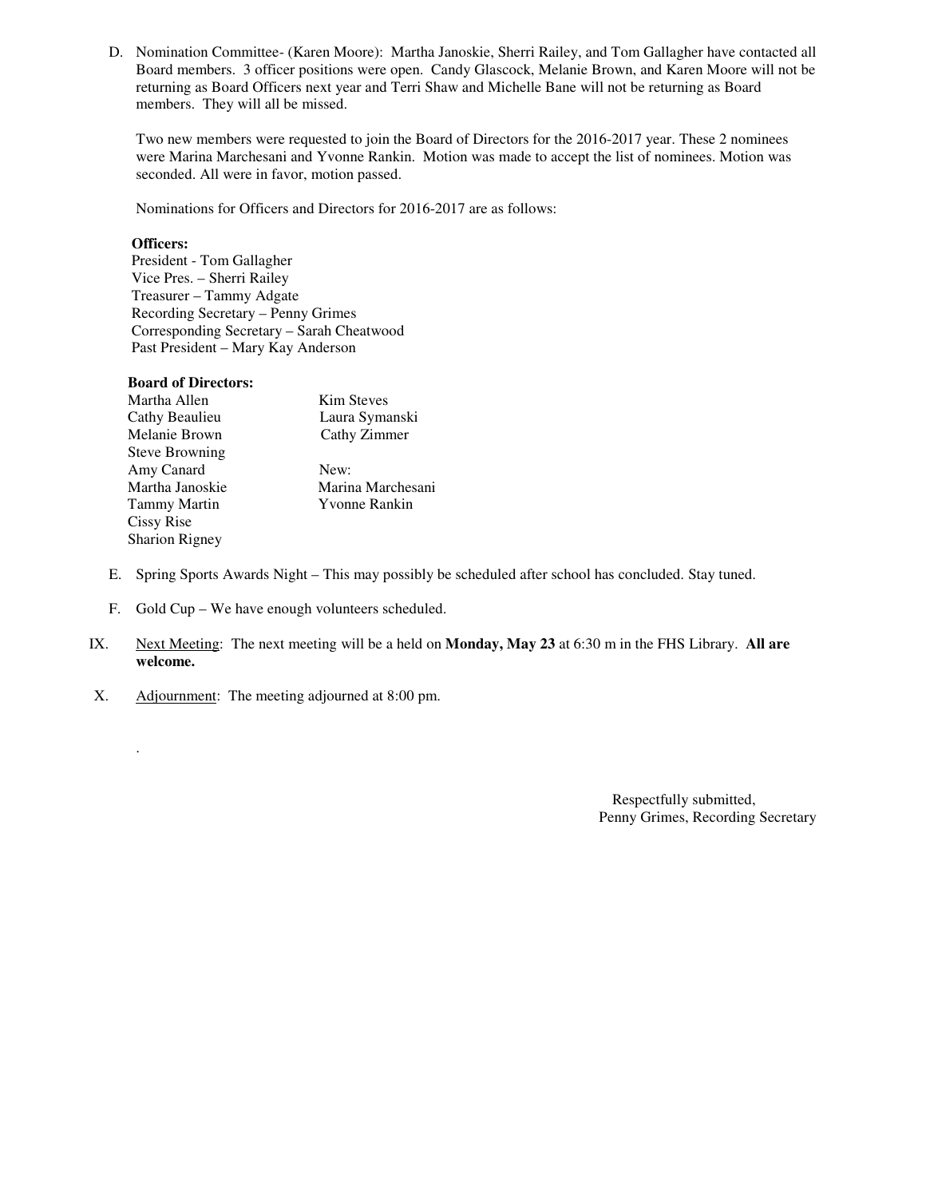D. Nomination Committee- (Karen Moore): Martha Janoskie, Sherri Railey, and Tom Gallagher have contacted all Board members. 3 officer positions were open. Candy Glascock, Melanie Brown, and Karen Moore will not be returning as Board Officers next year and Terri Shaw and Michelle Bane will not be returning as Board members. They will all be missed.

Two new members were requested to join the Board of Directors for the 2016-2017 year. These 2 nominees were Marina Marchesani and Yvonne Rankin. Motion was made to accept the list of nominees. Motion was seconded. All were in favor, motion passed.

Nominations for Officers and Directors for 2016-2017 are as follows:

**Officers:**
President - Tom Gallagher
Vice Pres. – Sherri Railey
Treasurer – Tammy Adgate
Recording Secretary – Penny Grimes
Corresponding Secretary – Sarah Cheatwood
Past President – Mary Kay Anderson

**Board of Directors:**

| | |
|---|---|
| Martha Allen | Kim Steves |
| Cathy Beaulieu | Laura Symanski |
| Melanie Brown | Cathy Zimmer |
| Steve Browning | |
| Amy Canard | New: |
| Martha Janoskie | Marina Marchesani |
| Tammy Martin | Yvonne Rankin |
| Cissy Rise | |
| Sharion Rigney | |

E. Spring Sports Awards Night – This may possibly be scheduled after school has concluded. Stay tuned.

F. Gold Cup – We have enough volunteers scheduled.

IX. Next Meeting: The next meeting will be a held on **Monday, May 23** at 6:30 m in the FHS Library. **All are welcome.**

X. Adjournment: The meeting adjourned at 8:00 pm.

.

Respectfully submitted,
Penny Grimes, Recording Secretary